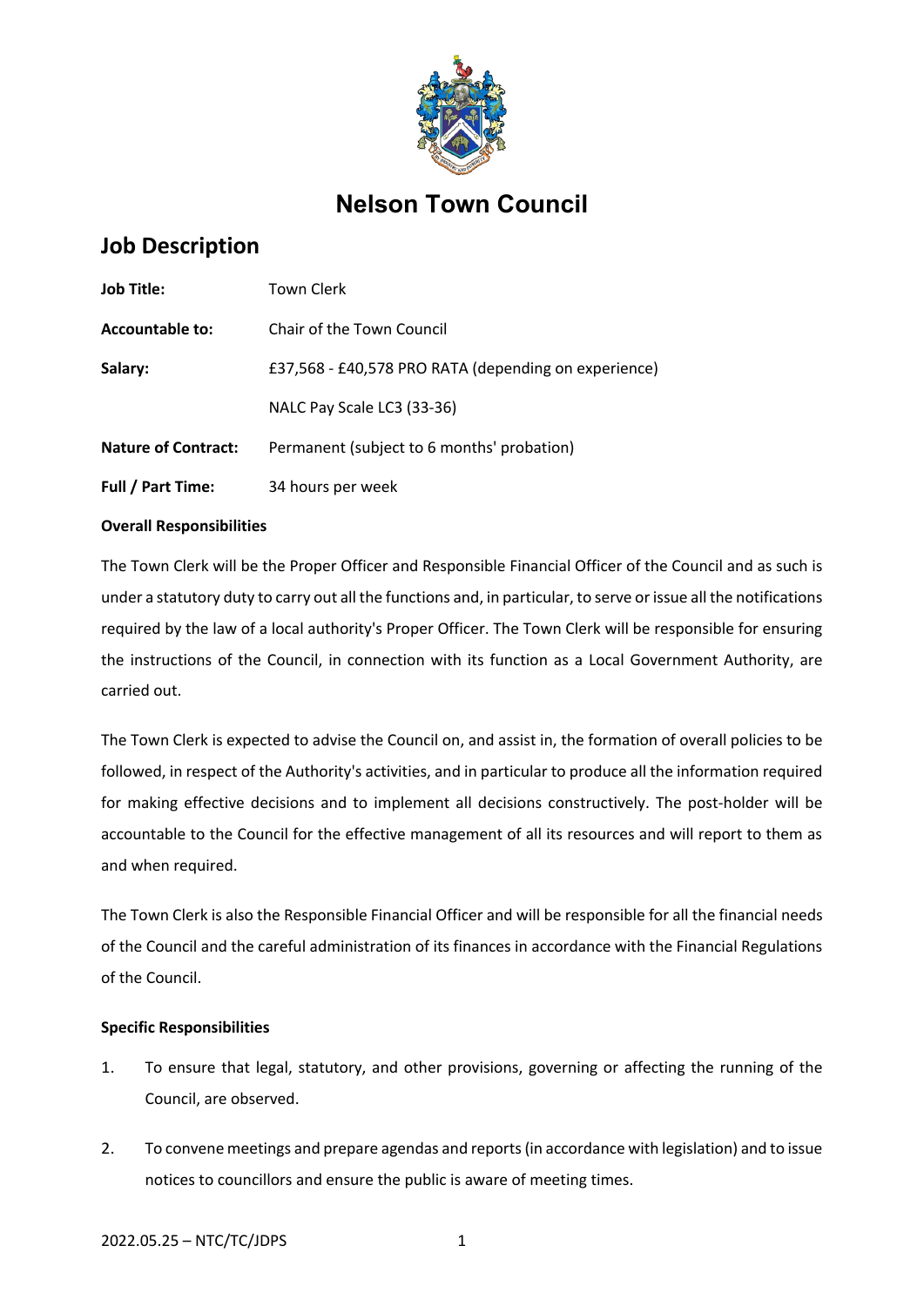# Nelson Town Council

## Job Description

| | |
|---|---|
| **Job Title:** | Town Clerk |
| **Accountable to:** | Chair of the Town Council |
| **Salary:** | £37,568 - £40,578 PRO RATA (depending on experience) |
| | NALC Pay Scale LC3 (33-36) |
| **Nature of Contract:** | Permanent (subject to 6 months' probation) |
| **Full / Part Time:** | 34 hours per week |

**Overall Responsibilities**

The Town Clerk will be the Proper Officer and Responsible Financial Officer of the Council and as such is under a statutory duty to carry out all the functions and, in particular, to serve or issue all the notifications required by the law of a local authority's Proper Officer. The Town Clerk will be responsible for ensuring the instructions of the Council, in connection with its function as a Local Government Authority, are carried out.

The Town Clerk is expected to advise the Council on, and assist in, the formation of overall policies to be followed, in respect of the Authority's activities, and in particular to produce all the information required for making effective decisions and to implement all decisions constructively. The post-holder will be accountable to the Council for the effective management of all its resources and will report to them as and when required.

The Town Clerk is also the Responsible Financial Officer and will be responsible for all the financial needs of the Council and the careful administration of its finances in accordance with the Financial Regulations of the Council.

**Specific Responsibilities**

1. To ensure that legal, statutory, and other provisions, governing or affecting the running of the Council, are observed.
2. To convene meetings and prepare agendas and reports (in accordance with legislation) and to issue notices to councillors and ensure the public is aware of meeting times.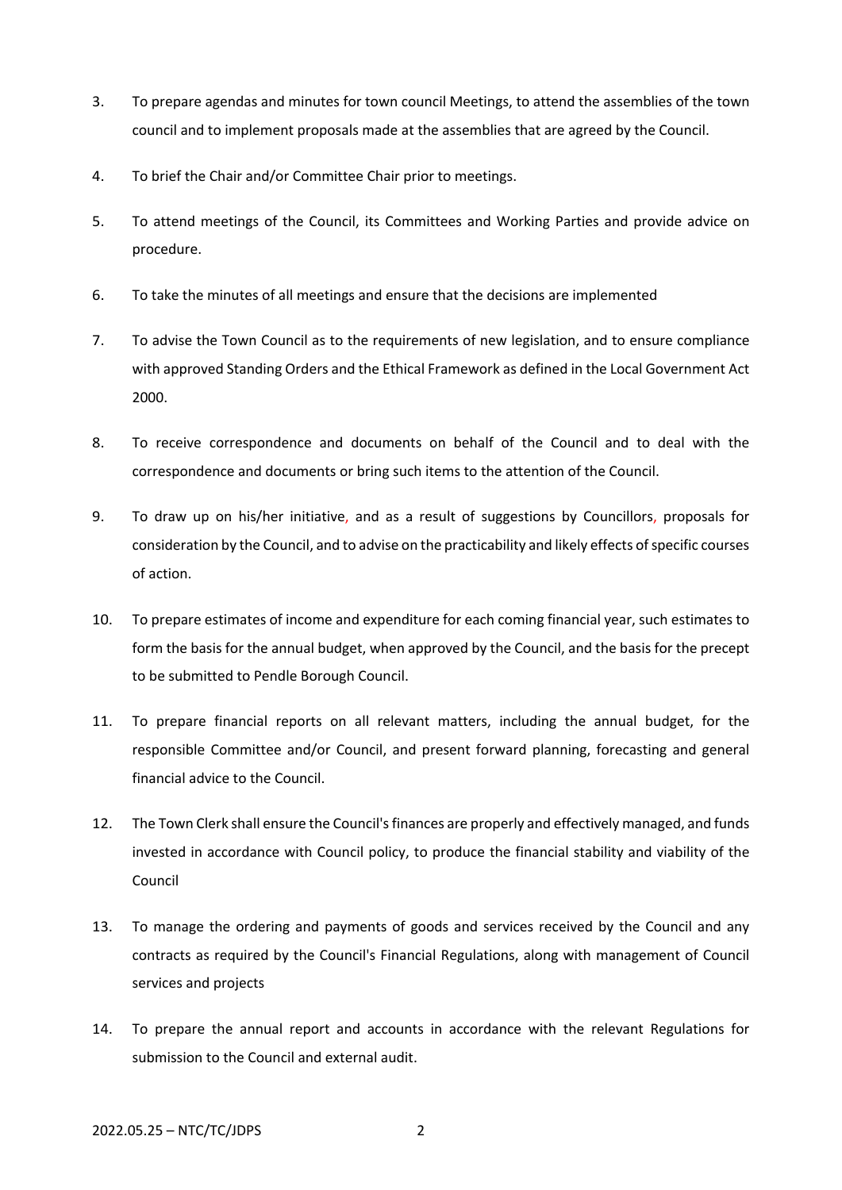3. To prepare agendas and minutes for town council Meetings, to attend the assemblies of the town council and to implement proposals made at the assemblies that are agreed by the Council.

4. To brief the Chair and/or Committee Chair prior to meetings.

5. To attend meetings of the Council, its Committees and Working Parties and provide advice on procedure.

6. To take the minutes of all meetings and ensure that the decisions are implemented

7. To advise the Town Council as to the requirements of new legislation, and to ensure compliance with approved Standing Orders and the Ethical Framework as defined in the Local Government Act 2000.

8. To receive correspondence and documents on behalf of the Council and to deal with the correspondence and documents or bring such items to the attention of the Council.

9. To draw up on his/her initiative, and as a result of suggestions by Councillors, proposals for consideration by the Council, and to advise on the practicability and likely effects of specific courses of action.

10. To prepare estimates of income and expenditure for each coming financial year, such estimates to form the basis for the annual budget, when approved by the Council, and the basis for the precept to be submitted to Pendle Borough Council.

11. To prepare financial reports on all relevant matters, including the annual budget, for the responsible Committee and/or Council, and present forward planning, forecasting and general financial advice to the Council.

12. The Town Clerk shall ensure the Council's finances are properly and effectively managed, and funds invested in accordance with Council policy, to produce the financial stability and viability of the Council

13. To manage the ordering and payments of goods and services received by the Council and any contracts as required by the Council's Financial Regulations, along with management of Council services and projects

14. To prepare the annual report and accounts in accordance with the relevant Regulations for submission to the Council and external audit.

2022.05.25 – NTC/TC/JDPS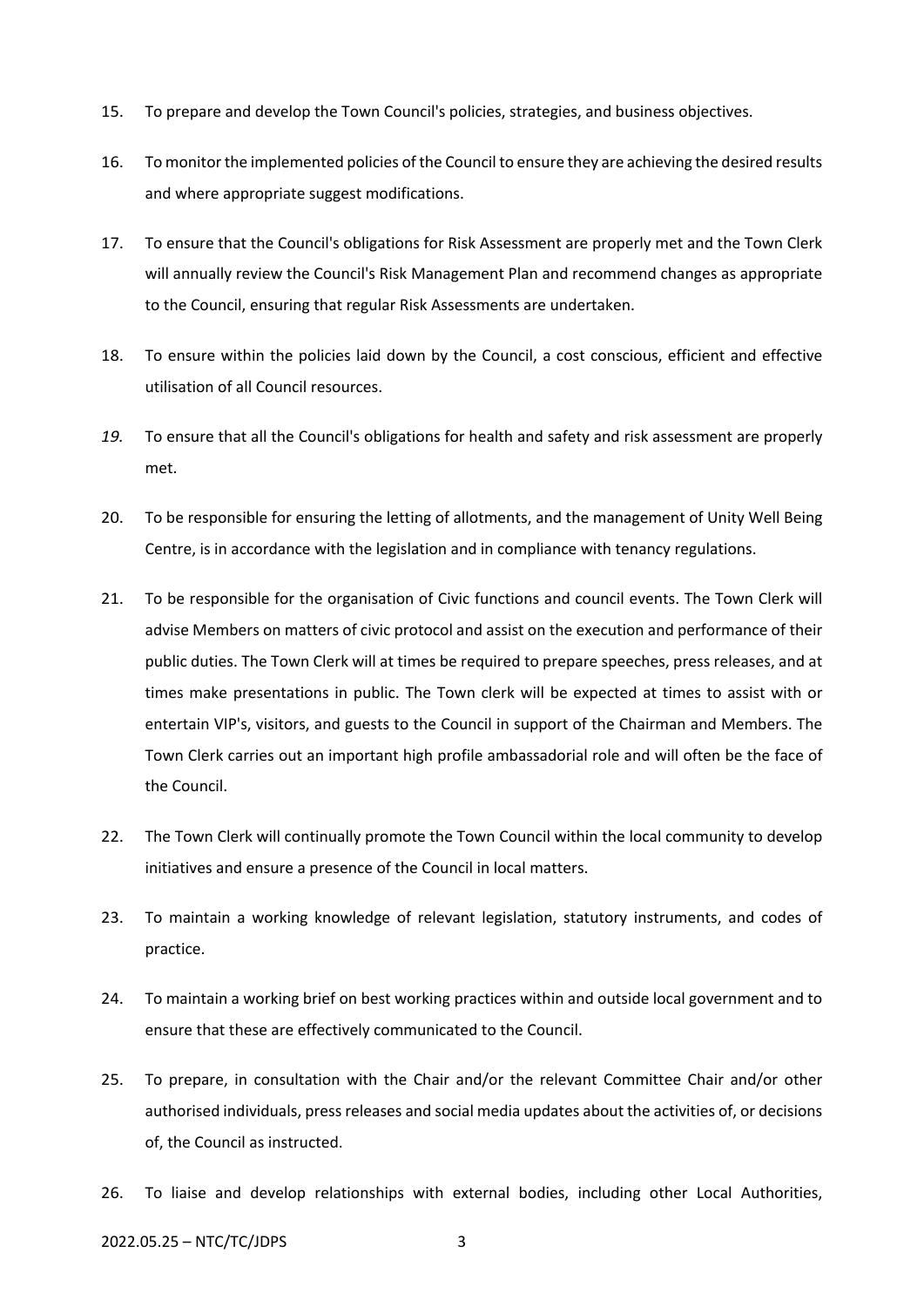15. To prepare and develop the Town Council's policies, strategies, and business objectives.

16. To monitor the implemented policies of the Council to ensure they are achieving the desired results and where appropriate suggest modifications.

17. To ensure that the Council's obligations for Risk Assessment are properly met and the Town Clerk will annually review the Council's Risk Management Plan and recommend changes as appropriate to the Council, ensuring that regular Risk Assessments are undertaken.

18. To ensure within the policies laid down by the Council, a cost conscious, efficient and effective utilisation of all Council resources.

19. To ensure that all the Council's obligations for health and safety and risk assessment are properly met.

20. To be responsible for ensuring the letting of allotments, and the management of Unity Well Being Centre, is in accordance with the legislation and in compliance with tenancy regulations.

21. To be responsible for the organisation of Civic functions and council events. The Town Clerk will advise Members on matters of civic protocol and assist on the execution and performance of their public duties. The Town Clerk will at times be required to prepare speeches, press releases, and at times make presentations in public. The Town clerk will be expected at times to assist with or entertain VIP's, visitors, and guests to the Council in support of the Chairman and Members. The Town Clerk carries out an important high profile ambassadorial role and will often be the face of the Council.

22. The Town Clerk will continually promote the Town Council within the local community to develop initiatives and ensure a presence of the Council in local matters.

23. To maintain a working knowledge of relevant legislation, statutory instruments, and codes of practice.

24. To maintain a working brief on best working practices within and outside local government and to ensure that these are effectively communicated to the Council.

25. To prepare, in consultation with the Chair and/or the relevant Committee Chair and/or other authorised individuals, press releases and social media updates about the activities of, or decisions of, the Council as instructed.

26. To liaise and develop relationships with external bodies, including other Local Authorities,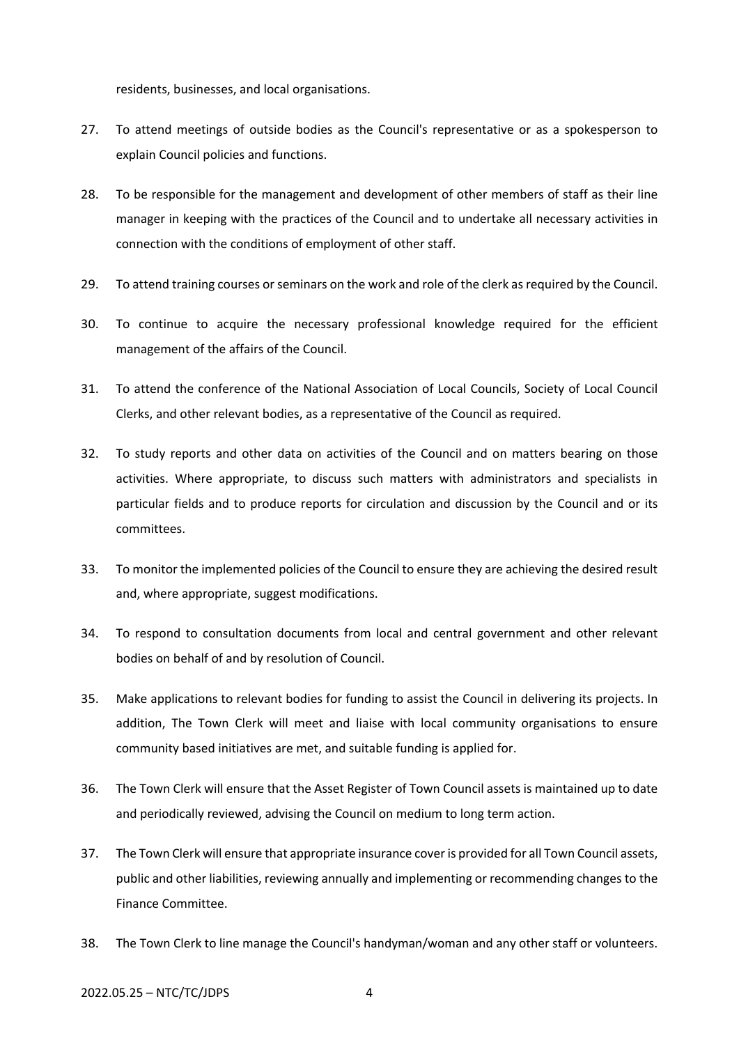residents, businesses, and local organisations.

27. To attend meetings of outside bodies as the Council's representative or as a spokesperson to explain Council policies and functions.

28. To be responsible for the management and development of other members of staff as their line manager in keeping with the practices of the Council and to undertake all necessary activities in connection with the conditions of employment of other staff.

29. To attend training courses or seminars on the work and role of the clerk as required by the Council.

30. To continue to acquire the necessary professional knowledge required for the efficient management of the affairs of the Council.

31. To attend the conference of the National Association of Local Councils, Society of Local Council Clerks, and other relevant bodies, as a representative of the Council as required.

32. To study reports and other data on activities of the Council and on matters bearing on those activities. Where appropriate, to discuss such matters with administrators and specialists in particular fields and to produce reports for circulation and discussion by the Council and or its committees.

33. To monitor the implemented policies of the Council to ensure they are achieving the desired result and, where appropriate, suggest modifications.

34. To respond to consultation documents from local and central government and other relevant bodies on behalf of and by resolution of Council.

35. Make applications to relevant bodies for funding to assist the Council in delivering its projects. In addition, The Town Clerk will meet and liaise with local community organisations to ensure community based initiatives are met, and suitable funding is applied for.

36. The Town Clerk will ensure that the Asset Register of Town Council assets is maintained up to date and periodically reviewed, advising the Council on medium to long term action.

37. The Town Clerk will ensure that appropriate insurance cover is provided for all Town Council assets, public and other liabilities, reviewing annually and implementing or recommending changes to the Finance Committee.

38. The Town Clerk to line manage the Council's handyman/woman and any other staff or volunteers.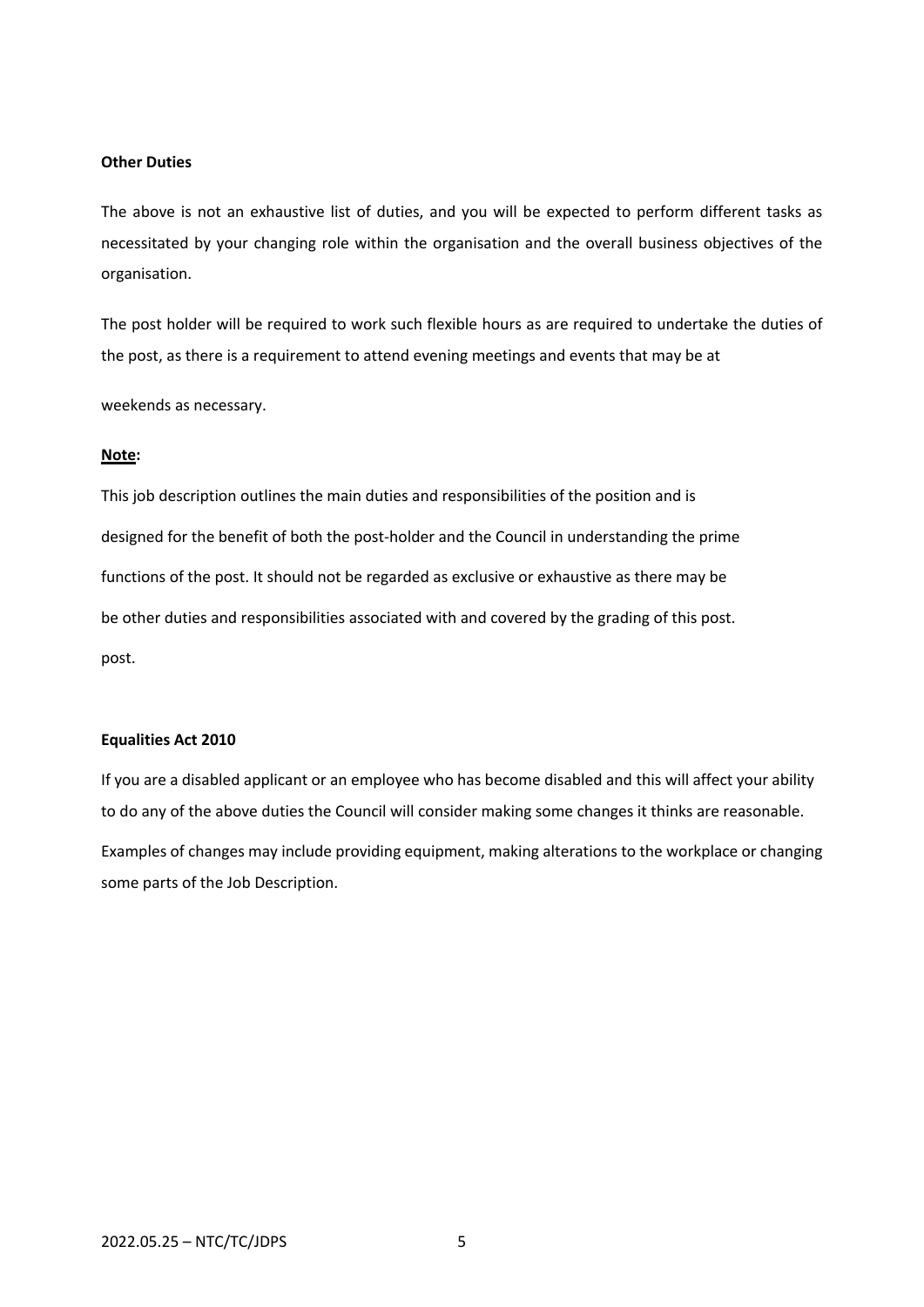**Other Duties**

The above is not an exhaustive list of duties, and you will be expected to perform different tasks as necessitated by your changing role within the organisation and the overall business objectives of the organisation.

The post holder will be required to work such flexible hours as are required to undertake the duties of the post, as there is a requirement to attend evening meetings and events that may be at

weekends as necessary.

**Note:**

This job description outlines the main duties and responsibilities of the position and is designed for the benefit of both the post-holder and the Council in understanding the prime functions of the post. It should not be regarded as exclusive or exhaustive as there may be be other duties and responsibilities associated with and covered by the grading of this post. post.

**Equalities Act 2010**

If you are a disabled applicant or an employee who has become disabled and this will affect your ability to do any of the above duties the Council will consider making some changes it thinks are reasonable.

Examples of changes may include providing equipment, making alterations to the workplace or changing some parts of the Job Description.

2022.05.25 – NTC/TC/JDPS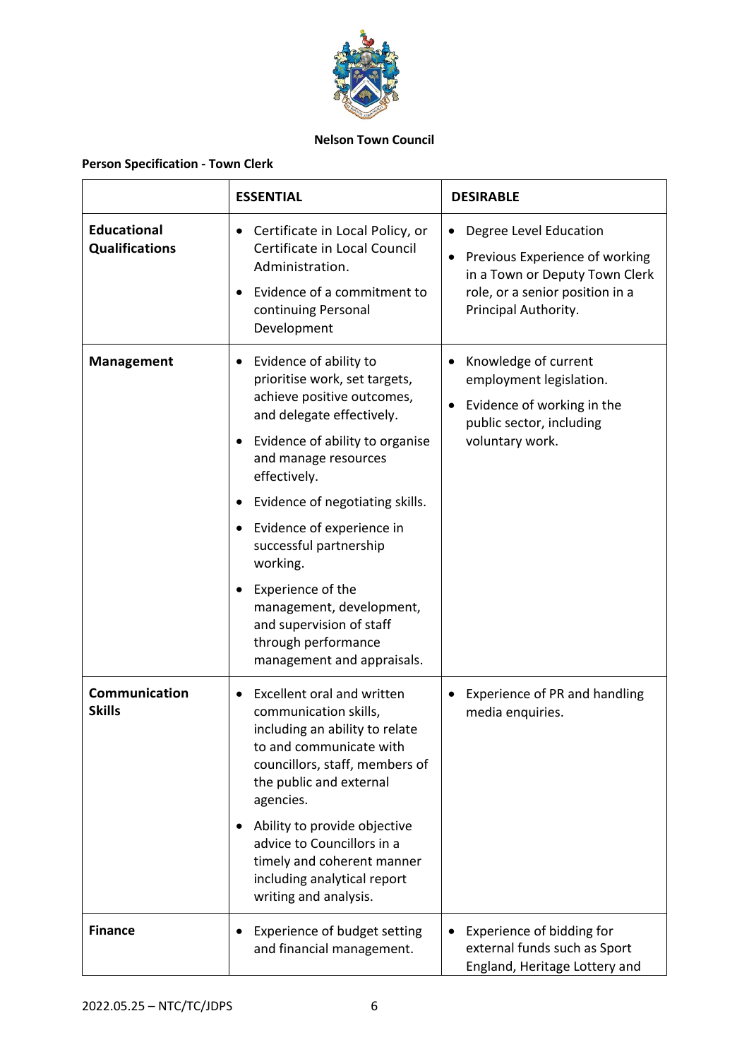**Nelson Town Council**

**Person Specification - Town Clerk**

| | **ESSENTIAL** | **DESIRABLE** |
|---|---|---|
| **Educational Qualifications** | • Certificate in Local Policy, or Certificate in Local Council Administration.<br>• Evidence of a commitment to continuing Personal Development | • Degree Level Education<br>• Previous Experience of working in a Town or Deputy Town Clerk role, or a senior position in a Principal Authority. |
| **Management** | • Evidence of ability to prioritise work, set targets, achieve positive outcomes, and delegate effectively.<br>• Evidence of ability to organise and manage resources effectively.<br>• Evidence of negotiating skills.<br>• Evidence of experience in successful partnership working.<br>• Experience of the management, development, and supervision of staff through performance management and appraisals. | • Knowledge of current employment legislation.<br>• Evidence of working in the public sector, including voluntary work. |
| **Communication Skills** | • Excellent oral and written communication skills, including an ability to relate to and communicate with councillors, staff, members of the public and external agencies.<br>• Ability to provide objective advice to Councillors in a timely and coherent manner including analytical report writing and analysis. | • Experience of PR and handling media enquiries. |
| **Finance** | • Experience of budget setting and financial management. | • Experience of bidding for external funds such as Sport England, Heritage Lottery and |

2022.05.25 – NTC/TC/JDPS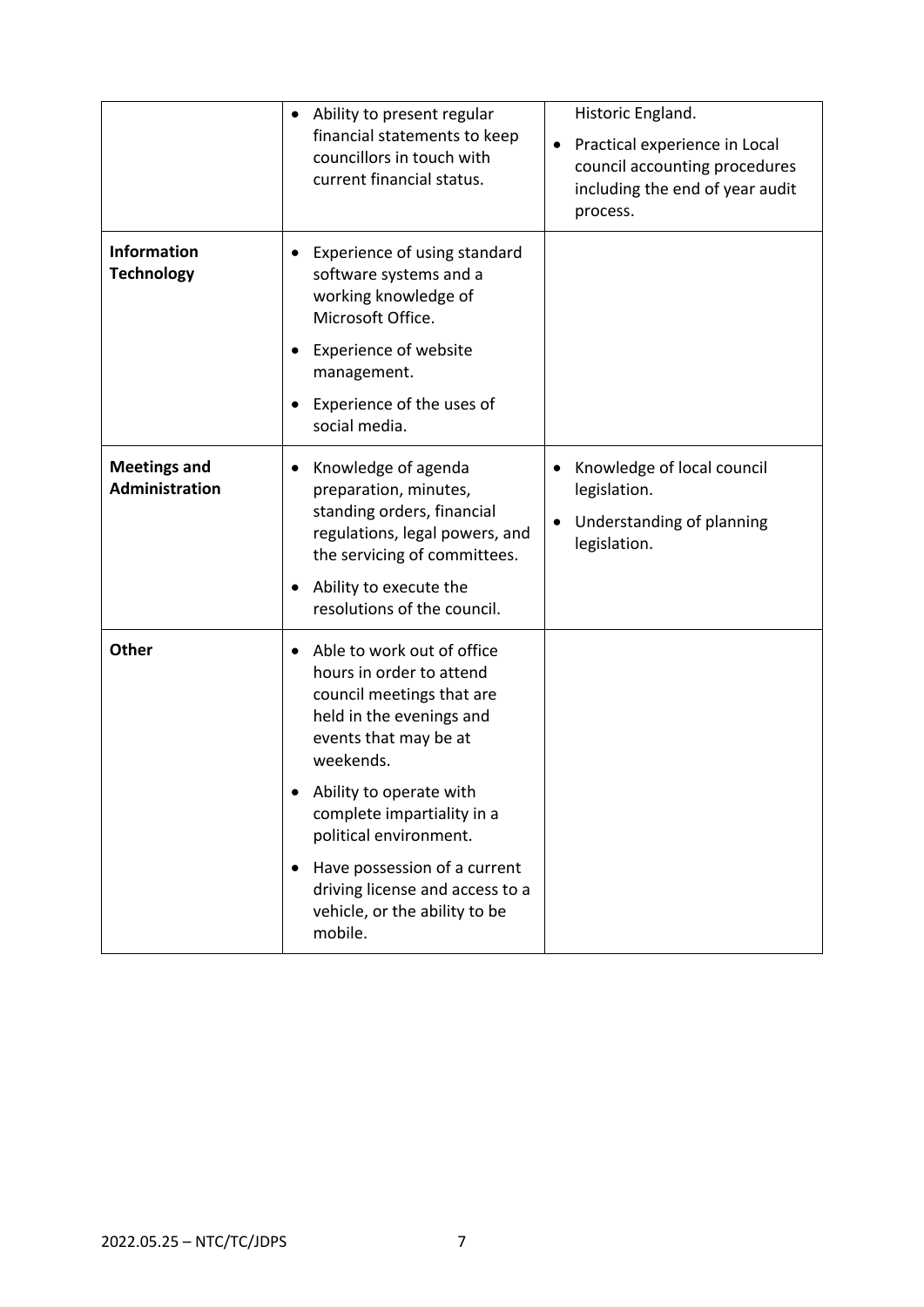| | | |
|---|---|---|
| | • Ability to present regular financial statements to keep councillors in touch with current financial status. | Historic England.<br>• Practical experience in Local council accounting procedures including the end of year audit process. |
| **Information Technology** | • Experience of using standard software systems and a working knowledge of Microsoft Office.<br>• Experience of website management.<br>• Experience of the uses of social media. | |
| **Meetings and Administration** | • Knowledge of agenda preparation, minutes, standing orders, financial regulations, legal powers, and the servicing of committees.<br>• Ability to execute the resolutions of the council. | • Knowledge of local council legislation.<br>• Understanding of planning legislation. |
| **Other** | • Able to work out of office hours in order to attend council meetings that are held in the evenings and events that may be at weekends.<br>• Ability to operate with complete impartiality in a political environment.<br>• Have possession of a current driving license and access to a vehicle, or the ability to be mobile. | |

2022.05.25 – NTC/TC/JDPS